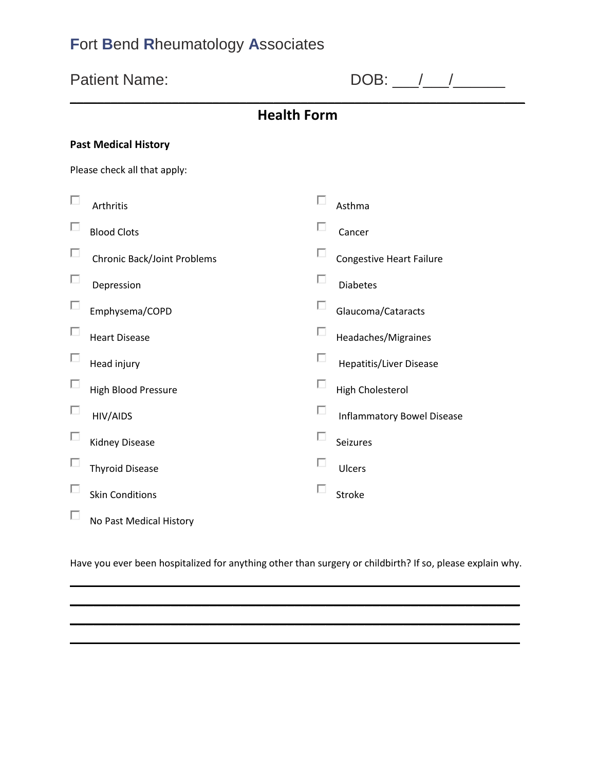# Fort Bend Rheumatology Associates

Patient Name: DOB: \_\_\_/\_\_\_/\_\_\_\_\_\_

## Health Form

**Past Medical History**

Please check all that apply:

- ☐ Arthritis
- ☐ Asthma
- ☐ Blood Clots
- ☐ Cancer
- ☐ Chronic Back/Joint Problems
- ☐ Congestive Heart Failure
- ☐ Depression
- ☐ Diabetes
- ☐ Emphysema/COPD
- ☐ Glaucoma/Cataracts
- ☐ Heart Disease
- ☐ Headaches/Migraines
- ☐ Head injury
- ☐ Hepatitis/Liver Disease
- ☐ High Blood Pressure
- ☐ High Cholesterol
- ☐ HIV/AIDS
- ☐ Inflammatory Bowel Disease
- ☐ Kidney Disease
- ☐ Seizures
- ☐ Thyroid Disease
- ☐ Ulcers
- ☐ Skin Conditions
- ☐ Stroke
- ☐ No Past Medical History

Have you ever been hospitalized for anything other than surgery or childbirth? If so, please explain why.

\_\_\_\_\_\_\_\_\_\_\_\_\_\_\_\_\_\_\_\_\_\_\_\_\_\_\_\_\_\_\_\_\_\_\_\_\_\_\_\_\_\_\_\_\_\_\_\_\_\_\_\_\_\_\_\_\_\_\_\_

\_\_\_\_\_\_\_\_\_\_\_\_\_\_\_\_\_\_\_\_\_\_\_\_\_\_\_\_\_\_\_\_\_\_\_\_\_\_\_\_\_\_\_\_\_\_\_\_\_\_\_\_\_\_\_\_\_\_\_\_

\_\_\_\_\_\_\_\_\_\_\_\_\_\_\_\_\_\_\_\_\_\_\_\_\_\_\_\_\_\_\_\_\_\_\_\_\_\_\_\_\_\_\_\_\_\_\_\_\_\_\_\_\_\_\_\_\_\_\_\_

\_\_\_\_\_\_\_\_\_\_\_\_\_\_\_\_\_\_\_\_\_\_\_\_\_\_\_\_\_\_\_\_\_\_\_\_\_\_\_\_\_\_\_\_\_\_\_\_\_\_\_\_\_\_\_\_\_\_\_\_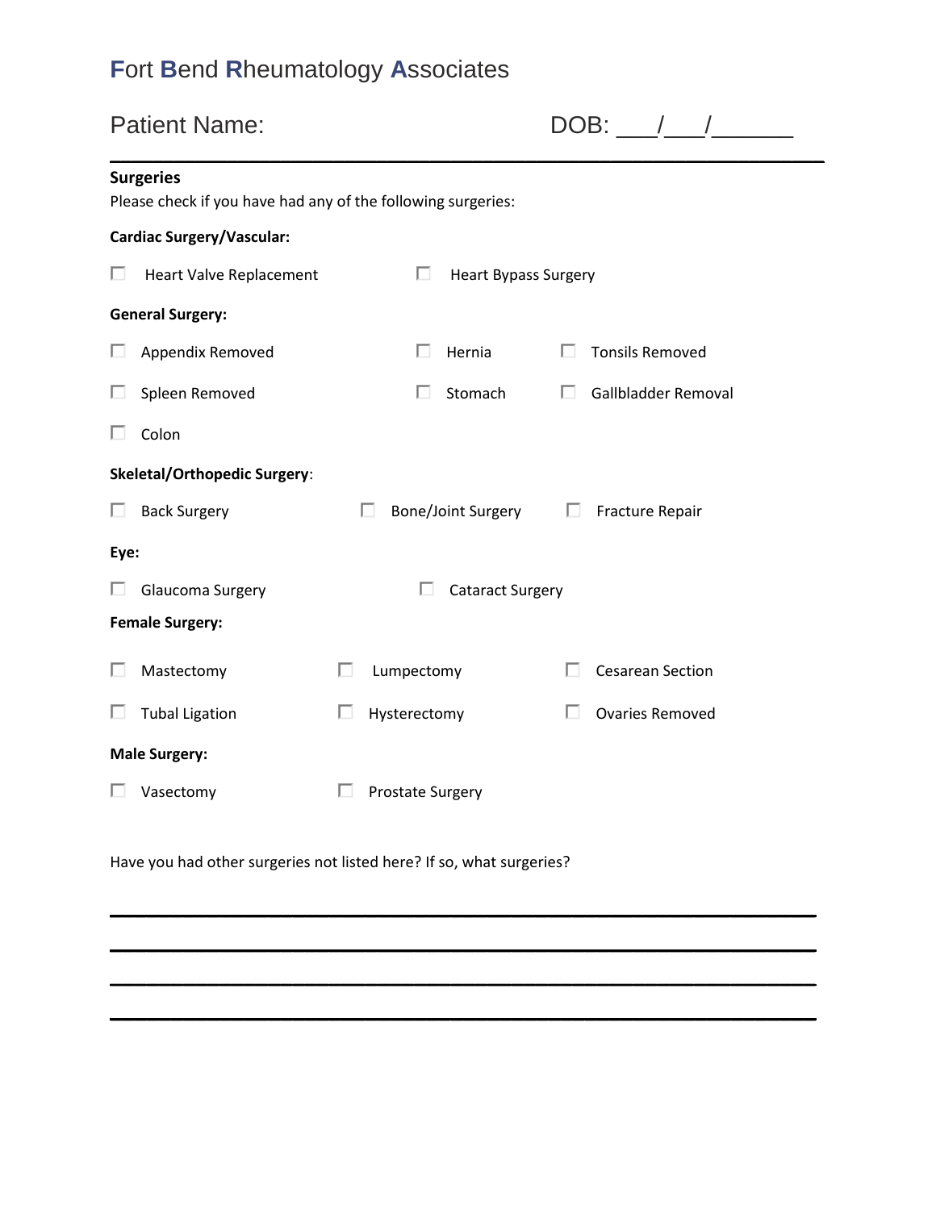# Fort Bend Rheumatology Associates

Patient Name: DOB: ___/___/______

---

**Surgeries**

Please check if you have had any of the following surgeries:

**Cardiac Surgery/Vascular:**

- ☐ Heart Valve Replacement
- ☐ Heart Bypass Surgery

**General Surgery:**

- ☐ Appendix Removed
- ☐ Hernia
- ☐ Tonsils Removed
- ☐ Spleen Removed
- ☐ Stomach
- ☐ Gallbladder Removal
- ☐ Colon

**Skeletal/Orthopedic Surgery**:

- ☐ Back Surgery
- ☐ Bone/Joint Surgery
- ☐ Fracture Repair

**Eye:**

- ☐ Glaucoma Surgery
- ☐ Cataract Surgery

**Female Surgery:**

- ☐ Mastectomy
- ☐ Lumpectomy
- ☐ Cesarean Section
- ☐ Tubal Ligation
- ☐ Hysterectomy
- ☐ Ovaries Removed

**Male Surgery:**

- ☐ Vasectomy
- ☐ Prostate Surgery

Have you had other surgeries not listed here? If so, what surgeries?

______________________________________________________________________

______________________________________________________________________

______________________________________________________________________

______________________________________________________________________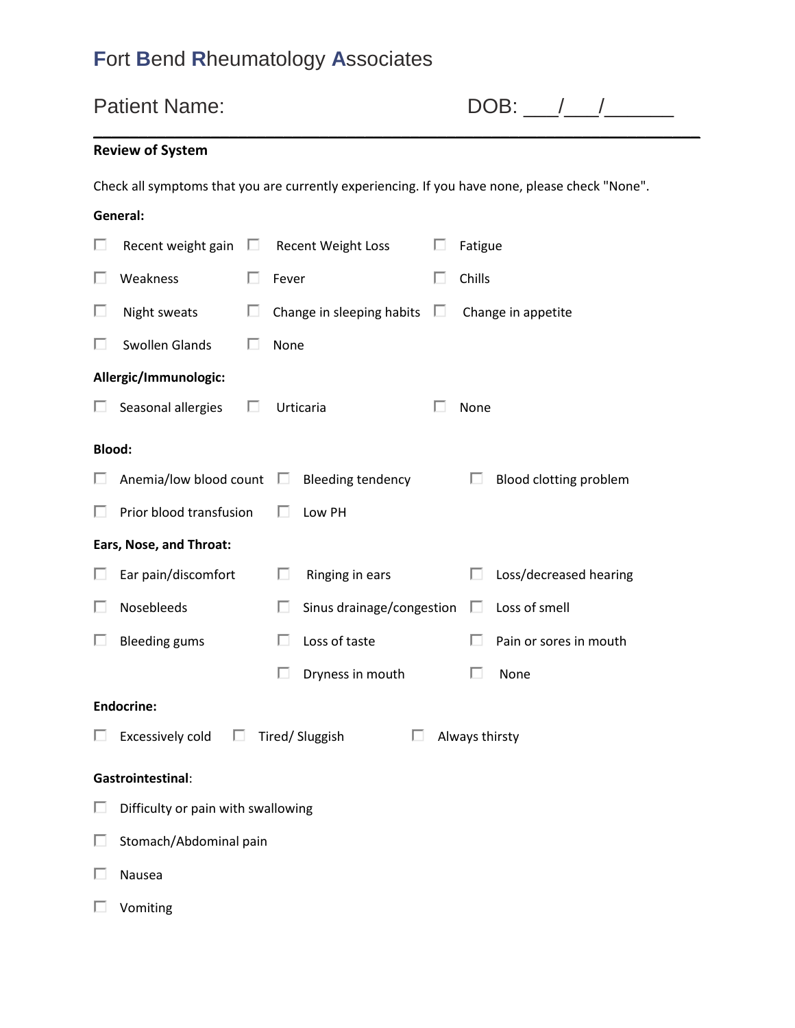# Fort Bend Rheumatology Associates

Patient Name: DOB: \_\_\_/\_\_\_/\_\_\_\_\_\_

**Review of System**

Check all symptoms that you are currently experiencing. If you have none, please check "None".

**General:**

- ☐ Recent weight gain
- ☐ Recent Weight Loss
- ☐ Fatigue
- ☐ Weakness
- ☐ Fever
- ☐ Chills
- ☐ Night sweats
- ☐ Change in sleeping habits
- ☐ Change in appetite
- ☐ Swollen Glands
- ☐ None

**Allergic/Immunologic:**

- ☐ Seasonal allergies
- ☐ Urticaria
- ☐ None

**Blood:**

- ☐ Anemia/low blood count
- ☐ Bleeding tendency
- ☐ Blood clotting problem
- ☐ Prior blood transfusion
- ☐ Low PH

**Ears, Nose, and Throat:**

- ☐ Ear pain/discomfort
- ☐ Ringing in ears
- ☐ Loss/decreased hearing
- ☐ Nosebleeds
- ☐ Sinus drainage/congestion
- ☐ Loss of smell
- ☐ Bleeding gums
- ☐ Loss of taste
- ☐ Pain or sores in mouth
- ☐ Dryness in mouth
- ☐ None

**Endocrine:**

- ☐ Excessively cold
- ☐ Tired/ Sluggish
- ☐ Always thirsty

**Gastrointestinal**:

- ☐ Difficulty or pain with swallowing
- ☐ Stomach/Abdominal pain
- ☐ Nausea
- ☐ Vomiting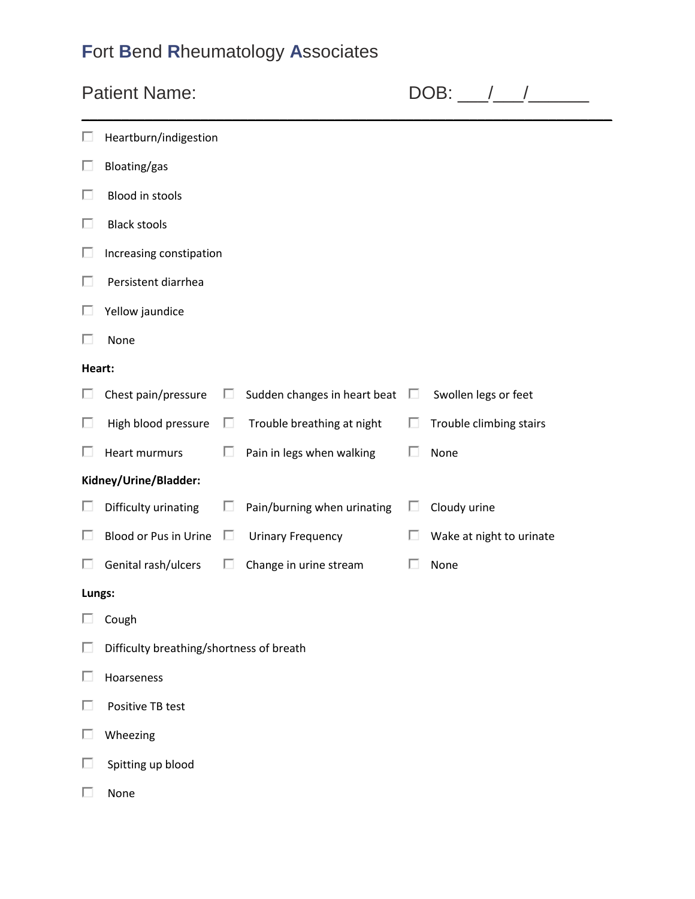# Fort Bend Rheumatology Associates

Patient Name: DOB: ___/___/______

- ☐ Heartburn/indigestion
- ☐ Bloating/gas
- ☐ Blood in stools
- ☐ Black stools
- ☐ Increasing constipation
- ☐ Persistent diarrhea
- ☐ Yellow jaundice
- ☐ None

**Heart:**

| | | |
|---|---|---|
| ☐ Chest pain/pressure | ☐ Sudden changes in heart beat | ☐ Swollen legs or feet |
| ☐ High blood pressure | ☐ Trouble breathing at night | ☐ Trouble climbing stairs |
| ☐ Heart murmurs | ☐ Pain in legs when walking | ☐ None |

**Kidney/Urine/Bladder:**

| | | |
|---|---|---|
| ☐ Difficulty urinating | ☐ Pain/burning when urinating | ☐ Cloudy urine |
| ☐ Blood or Pus in Urine | ☐ Urinary Frequency | ☐ Wake at night to urinate |
| ☐ Genital rash/ulcers | ☐ Change in urine stream | ☐ None |

**Lungs:**

- ☐ Cough
- ☐ Difficulty breathing/shortness of breath
- ☐ Hoarseness
- ☐ Positive TB test
- ☐ Wheezing
- ☐ Spitting up blood
- ☐ None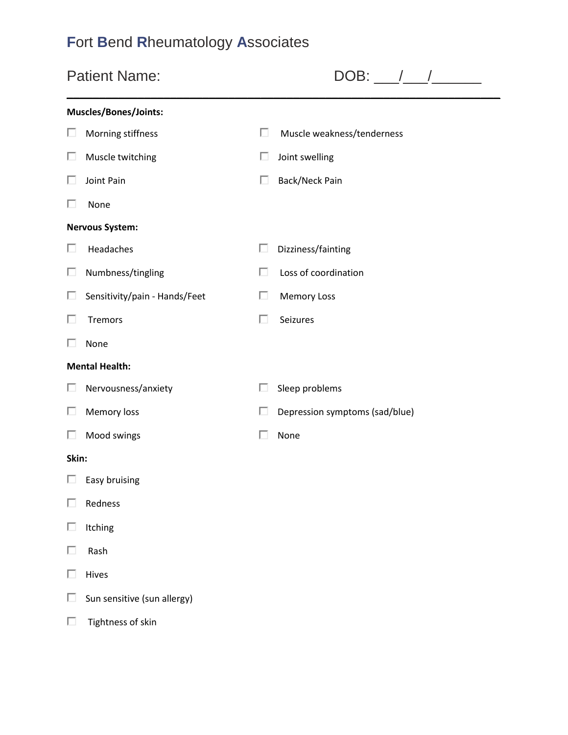# Fort Bend Rheumatology Associates

Patient Name: DOB: ___/___/______

---

**Muscles/Bones/Joints:**

- ☐ Morning stiffness
- ☐ Muscle weakness/tenderness
- ☐ Muscle twitching
- ☐ Joint swelling
- ☐ Joint Pain
- ☐ Back/Neck Pain
- ☐ None

**Nervous System:**

- ☐ Headaches
- ☐ Dizziness/fainting
- ☐ Numbness/tingling
- ☐ Loss of coordination
- ☐ Sensitivity/pain - Hands/Feet
- ☐ Memory Loss
- ☐ Tremors
- ☐ Seizures
- ☐ None

**Mental Health:**

- ☐ Nervousness/anxiety
- ☐ Sleep problems
- ☐ Memory loss
- ☐ Depression symptoms (sad/blue)
- ☐ Mood swings
- ☐ None

**Skin:**

- ☐ Easy bruising
- ☐ Redness
- ☐ Itching
- ☐ Rash
- ☐ Hives
- ☐ Sun sensitive (sun allergy)
- ☐ Tightness of skin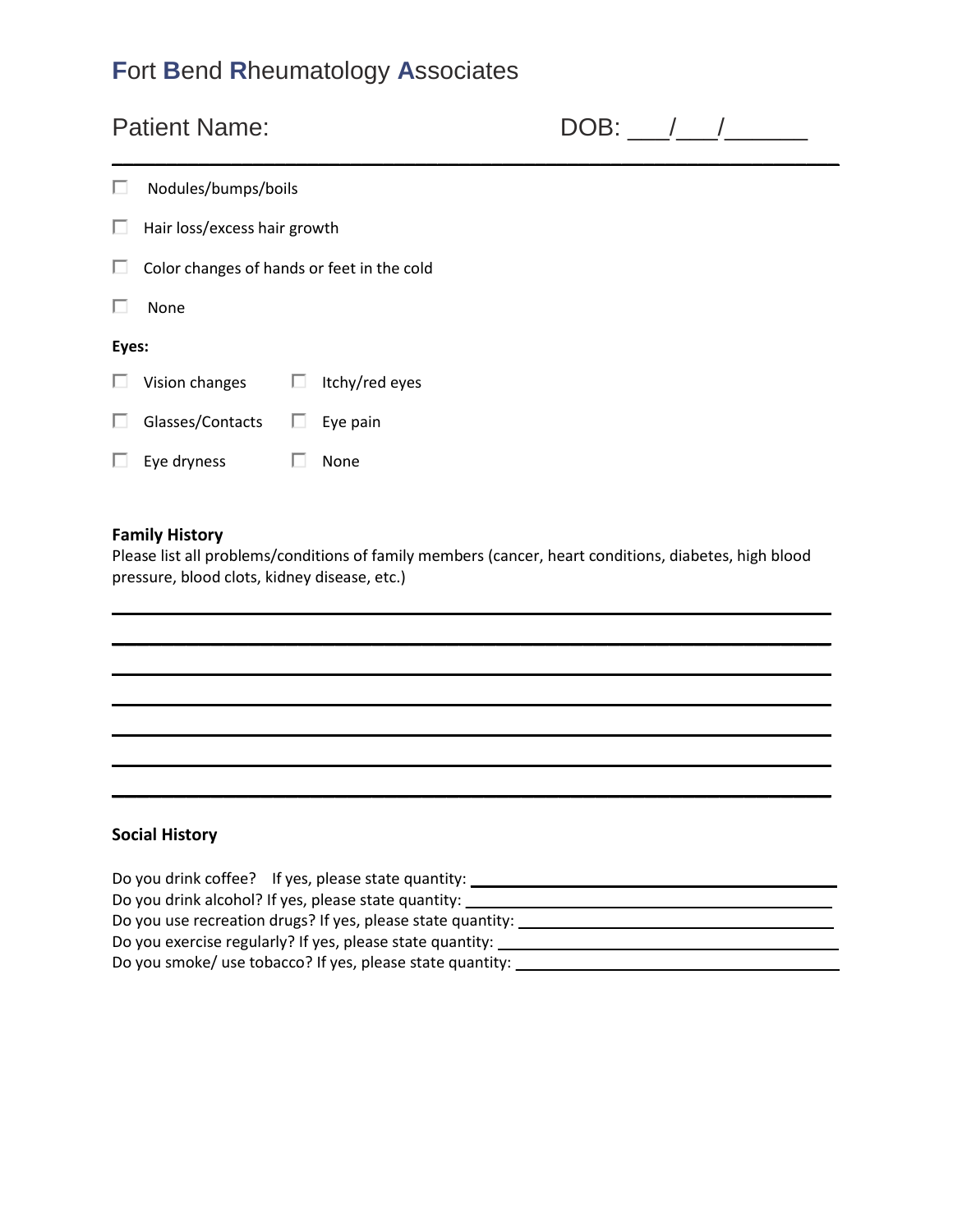# **F**ort **B**end **R**heumatology **A**ssociates

Patient Name: DOB: ___/___/______

---

- [ ] Nodules/bumps/boils
- [ ] Hair loss/excess hair growth
- [ ] Color changes of hands or feet in the cold
- [ ] None

**Eyes:**

- [ ] Vision changes
- [ ] Itchy/red eyes
- [ ] Glasses/Contacts
- [ ] Eye pain
- [ ] Eye dryness
- [ ] None

**Family History**

Please list all problems/conditions of family members (cancer, heart conditions, diabetes, high blood pressure, blood clots, kidney disease, etc.)

_______________________________________________________________________________

_______________________________________________________________________________

_______________________________________________________________________________

_______________________________________________________________________________

_______________________________________________________________________________

_______________________________________________________________________________

_______________________________________________________________________________

**Social History**

Do you drink coffee? If yes, please state quantity: ______________________________

Do you drink alcohol? If yes, please state quantity: ______________________________

Do you use recreation drugs? If yes, please state quantity: ______________________________

Do you exercise regularly? If yes, please state quantity: ______________________________

Do you smoke/ use tobacco? If yes, please state quantity: ______________________________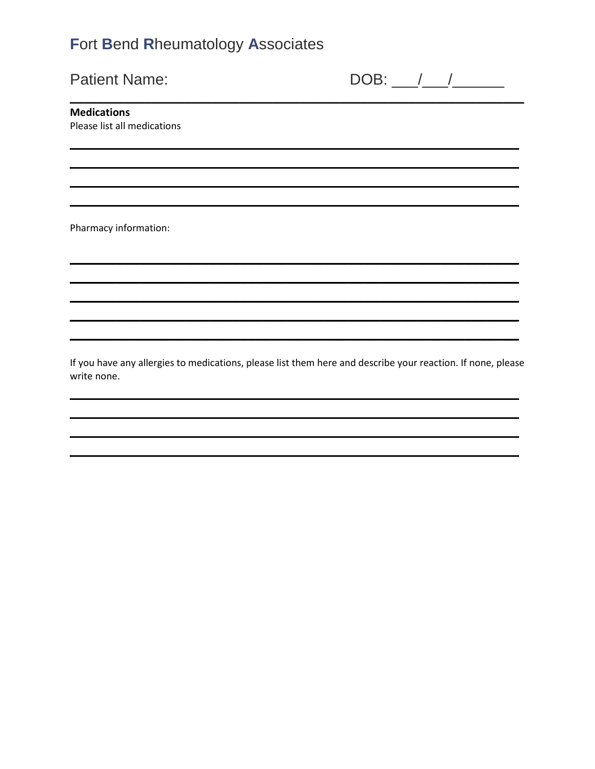# Fort Bend Rheumatology Associates

Patient Name: DOB: ___/___/______

**Medications**

Please list all medications

Pharmacy information:

If you have any allergies to medications, please list them here and describe your reaction. If none, please write none.